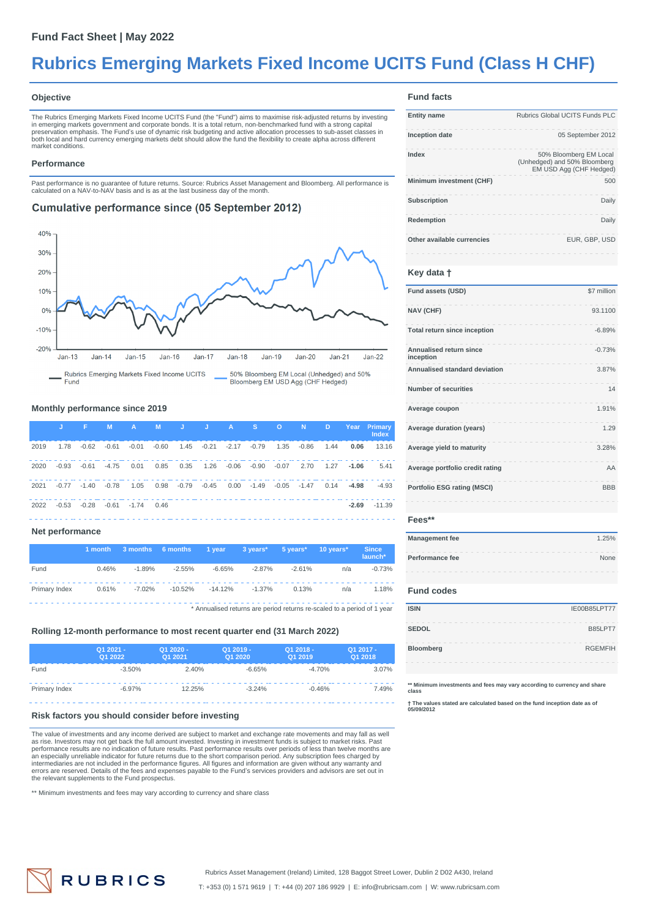Fund Fact Sheet | May 2022

# Rubrics Emerging Markets Fixed Income UCITS Fund (Class H CHF)

## Objective

The Rubrics Emerging Markets Fixed Income UCITS Fund (the "Fund") aims to maximise risk-adjusted returns by investing in emerging markets government and corporate bonds. It is a total return, non-benchmarked fund with a strong capital preservation emphasis. The Fund's use of dynamic risk budgeting and active allocation processes to sub-asset classes in both local and hard currency emerging markets debt should allow the fund the flexibility to create alpha across different market conditions.

## Performance

Past performance is no guarantee of future returns. Source: Rubrics Asset Management and Bloomberg. All performance is calculated on a NAV-to-NAV basis and is as at the last business day of the month.

### Cumulative performance since (05 September 2012)

Rubrics Emerging Markets Fixed Income UCITS Fund — 50% Bloomberg EM Local (Unhedged) and 50% Bloomberg EM USD Agg (CHF Hedged)

### Monthly performance since 2019

| | J | F | M | A | M | J | J | A | S | O | N | D | Year | Primary Index |
|---|---|---|---|---|---|---|---|---|---|---|---|---|---|---|
| 2019 | 1.78 | -0.62 | -0.61 | -0.01 | -0.60 | 1.45 | -0.21 | -2.17 | -0.79 | 1.35 | -0.86 | 1.44 | **0.06** | 13.16 |
| 2020 | -0.93 | -0.61 | -4.75 | 0.01 | 0.85 | 0.35 | 1.26 | -0.06 | -0.90 | -0.07 | 2.70 | 1.27 | **-1.06** | 5.41 |
| 2021 | -0.77 | -1.40 | -0.78 | 1.05 | 0.98 | -0.79 | -0.45 | 0.00 | -1.49 | -0.05 | -1.47 | 0.14 | **-4.98** | -4.93 |
| 2022 | -0.53 | -0.28 | -0.61 | -1.74 | 0.46 | | | | | | | | **-2.69** | -11.39 |

### Net performance

| | 1 month | 3 months | 6 months | 1 year | 3 years* | 5 years* | 10 years* | Since launch* |
|---|---|---|---|---|---|---|---|---|
| Fund | 0.46% | -1.89% | -2.55% | -6.65% | -2.87% | -2.61% | n/a | -0.73% |
| Primary Index | 0.61% | -7.02% | -10.52% | -14.12% | -1.37% | 0.13% | n/a | 1.18% |

\* Annualised returns are period returns re-scaled to a period of 1 year

### Rolling 12-month performance to most recent quarter end (31 March 2022)

| | Q1 2021 - Q1 2022 | Q1 2020 - Q1 2021 | Q1 2019 - Q1 2020 | Q1 2018 - Q1 2019 | Q1 2017 - Q1 2018 |
|---|---|---|---|---|---|
| Fund | -3.50% | 2.40% | -6.65% | -4.70% | 3.07% |
| Primary Index | -6.97% | 12.25% | -3.24% | -0.46% | 7.49% |

### Risk factors you should consider before investing

The value of investments and any income derived are subject to market and exchange rate movements and may fall as well as rise. Investors may not get back the full amount invested. Investing in investment funds is subject to market risks. Past performance results are no indication of future results. Past performance results over periods of less than twelve months are an especially unreliable indicator for future returns due to the short comparison period. Any subscription fees charged by intermediaries are not included in the performance figures. All figures and information are given without any warranty and errors are reserved. Details of the fees and expenses payable to the Fund's services providers and advisors are set out in the relevant supplements to the Fund prospectus.

\*\* Minimum investments and fees may vary according to currency and share class

## Fund facts

| | |
|---|---|
| Entity name | Rubrics Global UCITS Funds PLC |
| Inception date | 05 September 2012 |
| Index | 50% Bloomberg EM Local (Unhedged) and 50% Bloomberg EM USD Agg (CHF Hedged) |
| Minimum investment (CHF) | 500 |
| Subscription | Daily |
| Redemption | Daily |
| Other available currencies | EUR, GBP, USD |

## Key data †

| | |
|---|---|
| Fund assets (USD) | $7 million |
| NAV (CHF) | 93.1100 |
| Total return since inception | -6.89% |
| Annualised return since inception | -0.73% |
| Annualised standard deviation | 3.87% |
| Number of securities | 14 |
| Average coupon | 1.91% |
| Average duration (years) | 1.29 |
| Average yield to maturity | 3.28% |
| Average portfolio credit rating | AA |
| Portfolio ESG rating (MSCI) | BBB |

## Fees**

| | |
|---|---|
| Management fee | 1.25% |
| Performance fee | None |

## Fund codes

| | |
|---|---|
| ISIN | IE00B85LPT77 |
| SEDOL | B85LPT7 |
| Bloomberg | RGEMFIH |

\*\* Minimum investments and fees may vary according to currency and share class

† The values stated are calculated based on the fund inception date as of 05/09/2012

RUBRICS

Rubrics Asset Management (Ireland) Limited, 128 Baggot Street Lower, Dublin 2 D02 A430, Ireland

T: +353 (0) 1 571 9619 | T: +44 (0) 207 186 9929 | E: info@rubricsam.com | W: www.rubricsam.com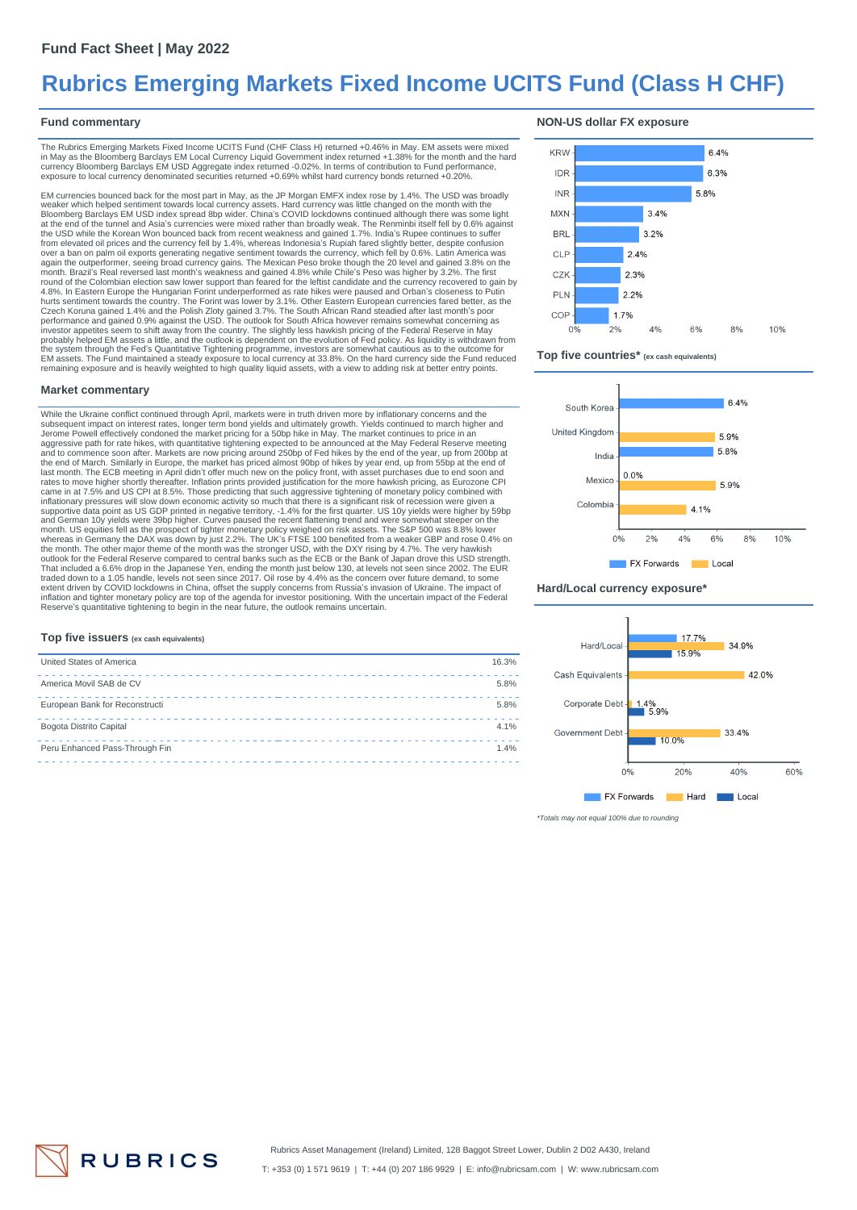## Fund Fact Sheet | May 2022

# Rubrics Emerging Markets Fixed Income UCITS Fund (Class H CHF)

### Fund commentary

The Rubrics Emerging Markets Fixed Income UCITS Fund (CHF Class H) returned +0.46% in May. EM assets were mixed in May as the Bloomberg Barclays EM Local Currency Liquid Government index returned +1.38% for the month and the hard currency Bloomberg Barclays EM USD Aggregate index returned -0.02%. In terms of contribution to Fund performance, exposure to local currency denominated securities returned +0.69% whilst hard currency bonds returned +0.20%.

EM currencies bounced back for the most part in May, as the JP Morgan EMFX index rose by 1.4%. The USD was broadly weaker which helped sentiment towards local currency assets. Hard currency was little changed on the month with the Bloomberg Barclays EM USD index spread 8bp wider. China's COVID lockdowns continued although there was some light at the end of the tunnel and Asia's currencies were mixed rather than broadly weak. The Renminbi itself fell by 0.6% against the USD while the Korean Won bounced back from recent weakness and gained 1.7%. India's Rupee continues to suffer from elevated oil prices and the currency fell by 1.4%, whereas Indonesia's Rupiah fared slightly better, despite confusion over a ban on palm oil exports generating negative sentiment towards the currency, which fell by 0.6%. Latin America was again the outperformer, seeing broad currency gains. The Mexican Peso broke though the 20 level and gained 3.8% on the month. Brazil's Real reversed last month's weakness and gained 4.8% while Chile's Peso was higher by 3.2%. The first round of the Colombian election saw lower support than feared for the leftist candidate and the currency recovered to gain by 4.8%. In Eastern Europe the Hungarian Forint underperformed as rate hikes were paused and Orban's closeness to Putin hurts sentiment towards the country. The Forint was lower by 3.1%. Other Eastern European currencies fared better, as the Czech Koruna gained 1.4% and the Polish Zloty gained 3.7%. The South African Rand steadied after last month's poor performance and gained 0.9% against the USD. The outlook for South Africa however remains somewhat concerning as investor appetites seem to shift away from the country. The slightly less hawkish pricing of the Federal Reserve in May probably helped EM assets a little, and the outlook is dependent on the evolution of Fed policy. As liquidity is withdrawn from the system through the Fed's Quantitative Tightening programme, investors are somewhat cautious as to the outcome for EM assets. The Fund maintained a steady exposure to local currency at 33.8%. On the hard currency side the Fund reduced remaining exposure and is heavily weighted to high quality liquid assets, with a view to adding risk at better entry points.

### Market commentary

While the Ukraine conflict continued through April, markets were in truth driven more by inflationary concerns and the subsequent impact on interest rates, longer term bond yields and ultimately growth. Yields continued to march higher and Jerome Powell effectively condoned the market pricing for a 50bp hike in May. The market continues to price in an aggressive path for rate hikes, with quantitative tightening expected to be announced at the May Federal Reserve meeting and to commence soon after. Markets are now pricing around 250bp of Fed hikes by the end of the year, up from 200bp at the end of March. Similarly in Europe, the market has priced almost 90bp of hikes by year end, up from 55bp at the end of last month. The ECB meeting in April didn't offer much new on the policy front, with asset purchases due to end soon and rates to move higher shortly thereafter. Inflation prints provided justification for the more hawkish pricing, as Eurozone CPI came in at 7.5% and US CPI at 8.5%. Those predicting that such aggressive tightening of monetary policy combined with inflationary pressures will slow down economic activity so much that there is a significant risk of recession were given a supportive data point as US GDP printed in negative territory, -1.4% for the first quarter. US 10y yields were higher by 59bp and German 10y yields were 39bp higher. Curves paused the recent flattening trend and were somewhat steeper on the month. US equities fell as the prospect of tighter monetary policy weighed on risk assets. The S&P 500 was 8.8% lower whereas in Germany the DAX was down by just 2.2%. The UK's FTSE 100 benefited from a weaker GBP and rose 0.4% on the month. The other major theme of the month was the stronger USD, with the DXY rising by 4.7%. The very hawkish outlook for the Federal Reserve compared to central banks such as the ECB or the Bank of Japan drove this USD strength. That included a 6.6% drop in the Japanese Yen, ending the month just below 130, at levels not seen since 2002. The EUR traded down to a 1.05 handle, levels not seen since 2017. Oil rose by 4.4% as the concern over future demand, to some extent driven by COVID lockdowns in China, offset the supply concerns from Russia's invasion of Ukraine. The impact of inflation and tighter monetary policy are top of the agenda for investor positioning. With the uncertain impact of the Federal Reserve's quantitative tightening to begin in the near future, the outlook remains uncertain.

### Top five issuers (ex cash equivalents)

| Issuer | % |
|---|---|
| United States of America | 16.3% |
| America Movil SAB de CV | 5.8% |
| European Bank for Reconstructi | 5.8% |
| Bogota Distrito Capital | 4.1% |
| Peru Enhanced Pass-Through Fin | 1.4% |

### NON-US dollar FX exposure

| Currency | % |
|---|---|
| KRW | 6.4% |
| IDR | 6.3% |
| INR | 5.8% |
| MXN | 3.4% |
| BRL | 3.2% |
| CLP | 2.4% |
| CZK | 2.3% |
| PLN | 2.2% |
| COP | 1.7% |

### Top five countries* (ex cash equivalents)

| Country | FX Forwards | Local |
|---|---|---|
| South Korea | 6.4% | |
| United Kingdom | | 5.9% |
| India | 5.8% | |
| Mexico | 0.0% | 5.9% |
| Colombia | | 4.1% |

### Hard/Local currency exposure*

| | FX Forwards | Hard | Local |
|---|---|---|---|
| Hard/Local | 17.7% | 34.9% | 15.9% |
| Cash Equivalents | | 42.0% | |
| Corporate Debt | | 1.4% | 5.9% |
| Government Debt | | 33.4% | 10.0% |

*Totals may not equal 100% due to rounding*

RUBRICS

Rubrics Asset Management (Ireland) Limited, 128 Baggot Street Lower, Dublin 2 D02 A430, Ireland

T: +353 (0) 1 571 9619 | T: +44 (0) 207 186 9929 | E: info@rubricsam.com | W: www.rubricsam.com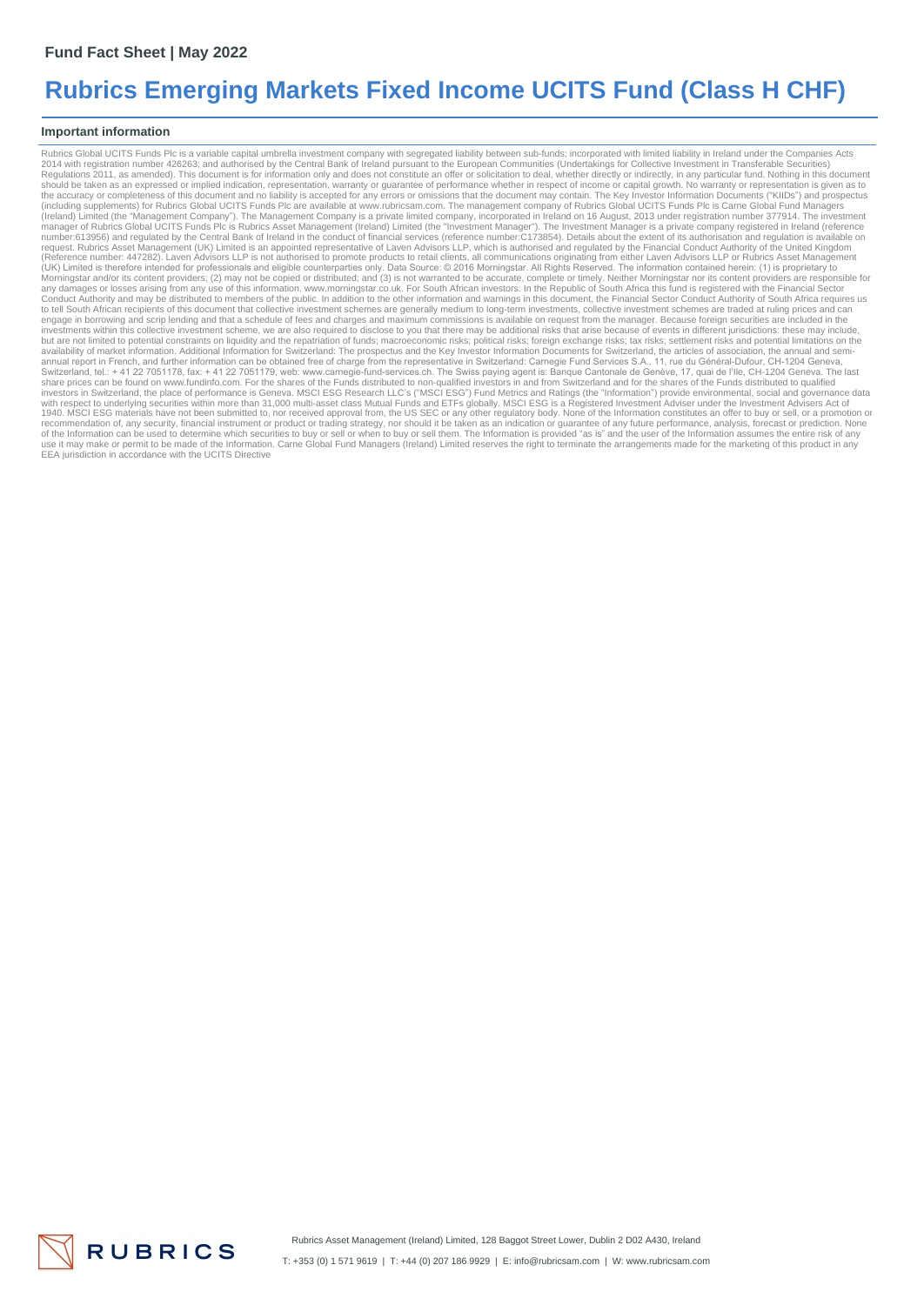Fund Fact Sheet | May 2022

# Rubrics Emerging Markets Fixed Income UCITS Fund (Class H CHF)

### Important information

Rubrics Global UCITS Funds Plc is a variable capital umbrella investment company with segregated liability between sub-funds; incorporated with limited liability in Ireland under the Companies Acts 2014 with registration number 426263; and authorised by the Central Bank of Ireland pursuant to the European Communities (Undertakings for Collective Investment in Transferable Securities) Regulations 2011, as amended). This document is for information only and does not constitute an offer or solicitation to deal, whether directly or indirectly, in any particular fund. Nothing in this document should be taken as an expressed or implied indication, representation, warranty or guarantee of performance whether in respect of income or capital growth. No warranty or representation is given as to the accuracy or completeness of this document and no liability is accepted for any errors or omissions that the document may contain. The Key Investor Information Documents ("KIIDs") and prospectus (including supplements) for Rubrics Global UCITS Funds Plc are available at www.rubricsam.com. The management company of Rubrics Global UCITS Funds Plc is Carne Global Fund Managers (Ireland) Limited (the "Management Company"). The Management Company is a private limited company, incorporated in Ireland on 16 August, 2013 under registration number 377914. The investment manager of Rubrics Global UCITS Funds Plc is Rubrics Asset Management (Ireland) Limited (the "Investment Manager"). The Investment Manager is a private company registered in Ireland (reference number:613956) and regulated by the Central Bank of Ireland in the conduct of financial services (reference number:C173854). Details about the extent of its authorisation and regulation is available on request. Rubrics Asset Management (UK) Limited is an appointed representative of Laven Advisors LLP, which is authorised and regulated by the Financial Conduct Authority of the United Kingdom (Reference number: 447282). Laven Advisors LLP is not authorised to promote products to retail clients, all communications originating from either Laven Advisors LLP or Rubrics Asset Management (UK) Limited is therefore intended for professionals and eligible counterparties only. Data Source: © 2016 Morningstar. All Rights Reserved. The information contained herein: (1) is proprietary to Morningstar and/or its content providers; (2) may not be copied or distributed; and (3) is not warranted to be accurate, complete or timely. Neither Morningstar nor its content providers are responsible for any damages or losses arising from any use of this information. www.morningstar.co.uk. For South African investors: In the Republic of South Africa this fund is registered with the Financial Sector Conduct Authority and may be distributed to members of the public. In addition to the other information and warnings in this document, the Financial Sector Conduct Authority of South Africa requires us to tell South African recipients of this document that collective investment schemes are generally medium to long-term investments, collective investment schemes are traded at ruling prices and can engage in borrowing and scrip lending and that a schedule of fees and charges and maximum commissions is available on request from the manager. Because foreign securities are included in the investments within this collective investment scheme, we are also required to disclose to you that there may be additional risks that arise because of events in different jurisdictions: these may include, but are not limited to potential constraints on liquidity and the repatriation of funds; macroeconomic risks; political risks; foreign exchange risks; tax risks; settlement risks and potential limitations on the availability of market information. Additional Information for Switzerland: The prospectus and the Key Investor Information Documents for Switzerland, the articles of association, the annual and semi-annual report in French, and further information can be obtained free of charge from the representative in Switzerland: Carnegie Fund Services S.A., 11, rue du Général-Dufour, CH-1204 Geneva, Switzerland, tel.: + 41 22 7051178, fax: + 41 22 7051179, web: www.carnegie-fund-services.ch. The Swiss paying agent is: Banque Cantonale de Genève, 17, quai de l'Ile, CH-1204 Geneva. The last share prices can be found on www.fundinfo.com. For the shares of the Funds distributed to non-qualified investors in and from Switzerland and for the shares of the Funds distributed to qualified investors in Switzerland, the place of performance is Geneva. MSCI ESG Research LLC's ("MSCI ESG") Fund Metrics and Ratings (the "Information") provide environmental, social and governance data with respect to underlying securities within more than 31,000 multi-asset class Mutual Funds and ETFs globally. MSCI ESG is a Registered Investment Adviser under the Investment Advisers Act of 1940. MSCI ESG materials have not been submitted to, nor received approval from, the US SEC or any other regulatory body. None of the Information constitutes an offer to buy or sell, or a promotion or recommendation of, any security, financial instrument or product or trading strategy, nor should it be taken as an indication or guarantee of any future performance, analysis, forecast or prediction. None of the Information can be used to determine which securities to buy or sell or when to buy or sell them. The Information is provided "as is" and the user of the Information assumes the entire risk of any use it may make or permit to be made of the Information. Carne Global Fund Managers (Ireland) Limited reserves the right to terminate the arrangements made for the marketing of this product in any EEA jurisdiction in accordance with the UCITS Directive

RUBRICS

Rubrics Asset Management (Ireland) Limited, 128 Baggot Street Lower, Dublin 2 D02 A430, Ireland

T: +353 (0) 1 571 9619 | T: +44 (0) 207 186 9929 | E: info@rubricsam.com | W: www.rubricsam.com